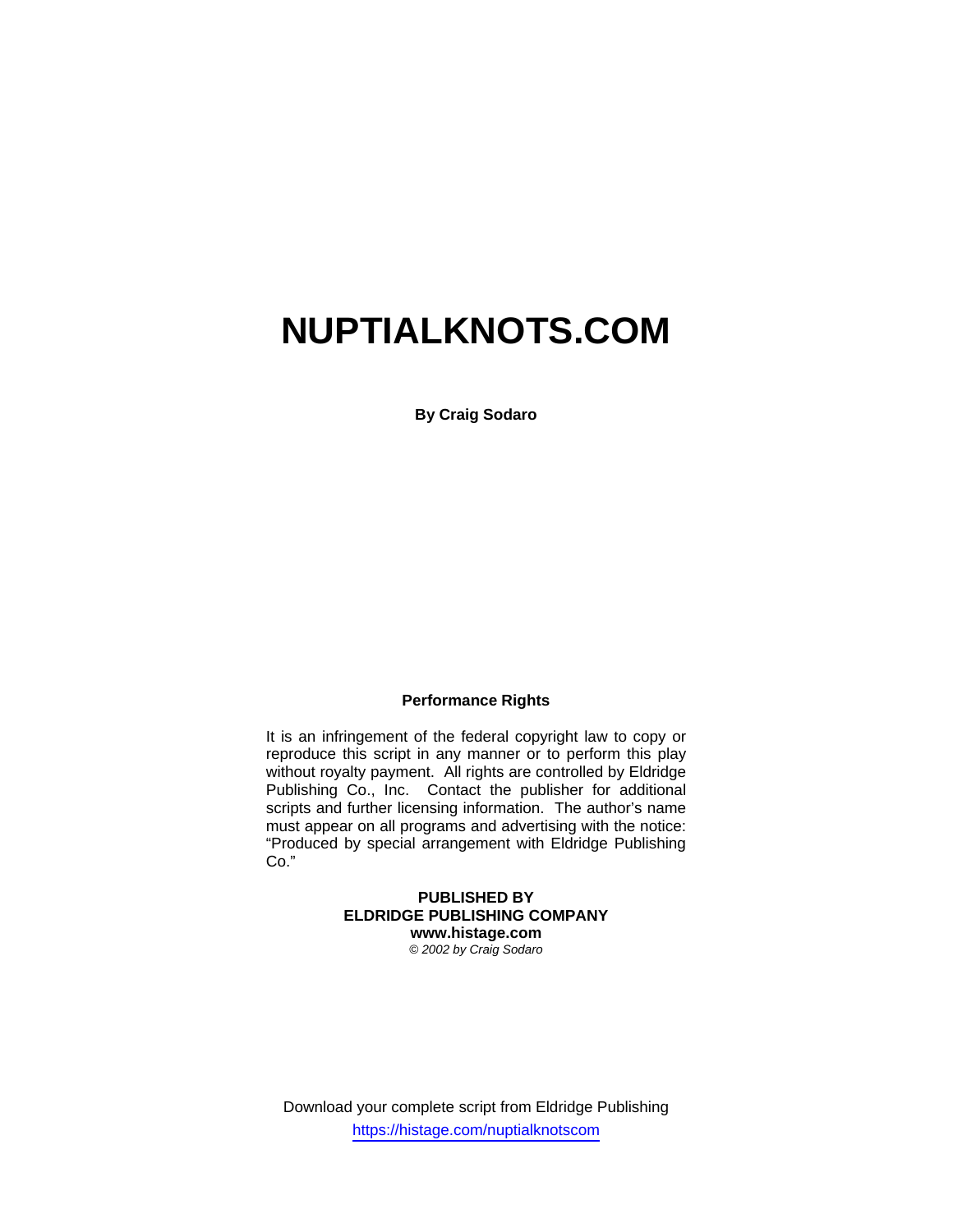# NUPTIALKNOTS.COM

**By Craig Sodaro**

**Performance Rights**

It is an infringement of the federal copyright law to copy or reproduce this script in any manner or to perform this play without royalty payment. All rights are controlled by Eldridge Publishing Co., Inc. Contact the publisher for additional scripts and further licensing information. The author's name must appear on all programs and advertising with the notice: "Produced by special arrangement with Eldridge Publishing Co."

**PUBLISHED BY**
**ELDRIDGE PUBLISHING COMPANY**
**www.histage.com**
*© 2002 by Craig Sodaro*

Download your complete script from Eldridge Publishing
https://histage.com/nuptialknotscom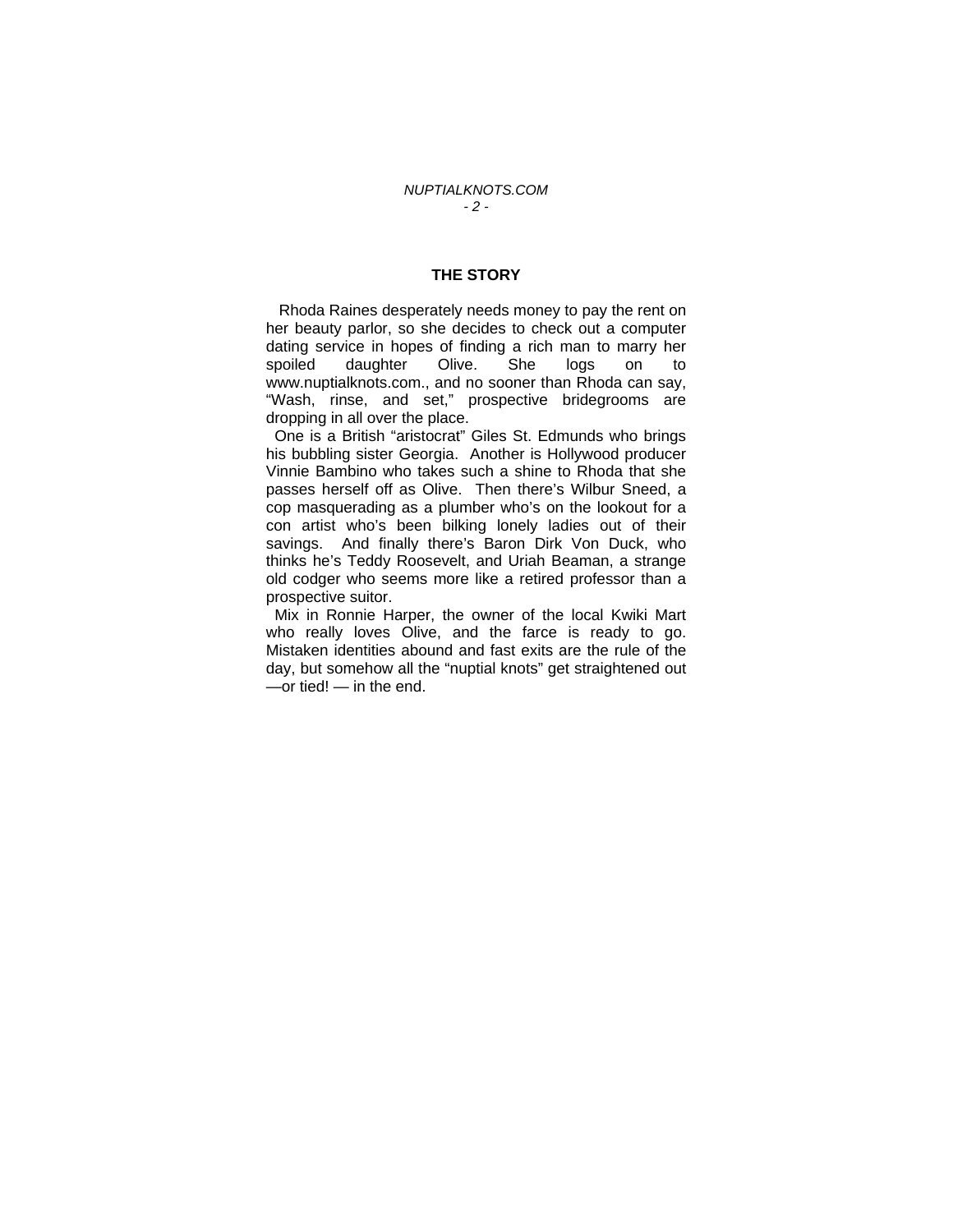## THE STORY

Rhoda Raines desperately needs money to pay the rent on her beauty parlor, so she decides to check out a computer dating service in hopes of finding a rich man to marry her spoiled daughter Olive. She logs on to www.nuptialknots.com., and no sooner than Rhoda can say, “Wash, rinse, and set,” prospective bridegrooms are dropping in all over the place.

One is a British “aristocrat” Giles St. Edmunds who brings his bubbling sister Georgia. Another is Hollywood producer Vinnie Bambino who takes such a shine to Rhoda that she passes herself off as Olive. Then there’s Wilbur Sneed, a cop masquerading as a plumber who’s on the lookout for a con artist who’s been bilking lonely ladies out of their savings. And finally there’s Baron Dirk Von Duck, who thinks he’s Teddy Roosevelt, and Uriah Beaman, a strange old codger who seems more like a retired professor than a prospective suitor.

Mix in Ronnie Harper, the owner of the local Kwiki Mart who really loves Olive, and the farce is ready to go. Mistaken identities abound and fast exits are the rule of the day, but somehow all the “nuptial knots” get straightened out —or tied! — in the end.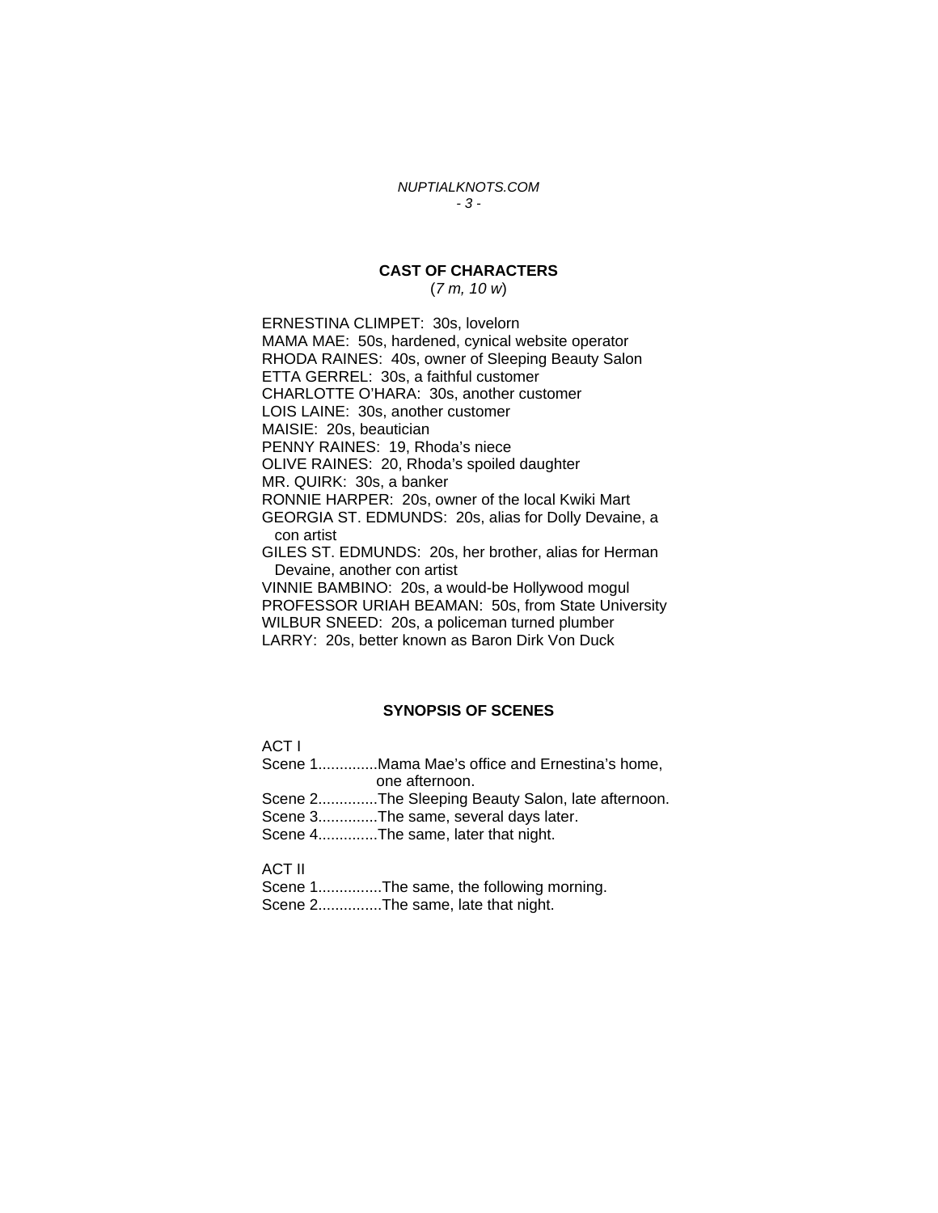## CAST OF CHARACTERS

(*7 m, 10 w*)

ERNESTINA CLIMPET: 30s, lovelorn
MAMA MAE: 50s, hardened, cynical website operator
RHODA RAINES: 40s, owner of Sleeping Beauty Salon
ETTA GERREL: 30s, a faithful customer
CHARLOTTE O'HARA: 30s, another customer
LOIS LAINE: 30s, another customer
MAISIE: 20s, beautician
PENNY RAINES: 19, Rhoda's niece
OLIVE RAINES: 20, Rhoda's spoiled daughter
MR. QUIRK: 30s, a banker
RONNIE HARPER: 20s, owner of the local Kwiki Mart
GEORGIA ST. EDMUNDS: 20s, alias for Dolly Devaine, a con artist
GILES ST. EDMUNDS: 20s, her brother, alias for Herman Devaine, another con artist
VINNIE BAMBINO: 20s, a would-be Hollywood mogul
PROFESSOR URIAH BEAMAN: 50s, from State University
WILBUR SNEED: 20s, a policeman turned plumber
LARRY: 20s, better known as Baron Dirk Von Duck

## SYNOPSIS OF SCENES

ACT I

Scene 1..............Mama Mae's office and Ernestina's home, one afternoon.
Scene 2..............The Sleeping Beauty Salon, late afternoon.
Scene 3..............The same, several days later.
Scene 4..............The same, later that night.

ACT II

Scene 1...............The same, the following morning.
Scene 2...............The same, late that night.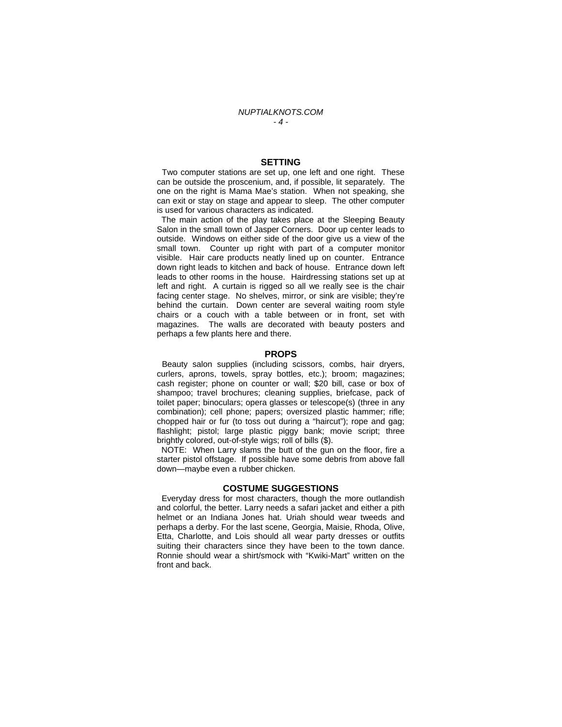## SETTING

Two computer stations are set up, one left and one right. These can be outside the proscenium, and, if possible, lit separately. The one on the right is Mama Mae's station. When not speaking, she can exit or stay on stage and appear to sleep. The other computer is used for various characters as indicated.

The main action of the play takes place at the Sleeping Beauty Salon in the small town of Jasper Corners. Door up center leads to outside. Windows on either side of the door give us a view of the small town. Counter up right with part of a computer monitor visible. Hair care products neatly lined up on counter. Entrance down right leads to kitchen and back of house. Entrance down left leads to other rooms in the house. Hairdressing stations set up at left and right. A curtain is rigged so all we really see is the chair facing center stage. No shelves, mirror, or sink are visible; they're behind the curtain. Down center are several waiting room style chairs or a couch with a table between or in front, set with magazines. The walls are decorated with beauty posters and perhaps a few plants here and there.

## PROPS

Beauty salon supplies (including scissors, combs, hair dryers, curlers, aprons, towels, spray bottles, etc.); broom; magazines; cash register; phone on counter or wall; $20 bill, case or box of shampoo; travel brochures; cleaning supplies, briefcase, pack of toilet paper; binoculars; opera glasses or telescope(s) (three in any combination); cell phone; papers; oversized plastic hammer; rifle; chopped hair or fur (to toss out during a "haircut"); rope and gag; flashlight; pistol; large plastic piggy bank; movie script; three brightly colored, out-of-style wigs; roll of bills ($).

NOTE: When Larry slams the butt of the gun on the floor, fire a starter pistol offstage. If possible have some debris from above fall down—maybe even a rubber chicken.

## COSTUME SUGGESTIONS

Everyday dress for most characters, though the more outlandish and colorful, the better. Larry needs a safari jacket and either a pith helmet or an Indiana Jones hat. Uriah should wear tweeds and perhaps a derby. For the last scene, Georgia, Maisie, Rhoda, Olive, Etta, Charlotte, and Lois should all wear party dresses or outfits suiting their characters since they have been to the town dance. Ronnie should wear a shirt/smock with "Kwiki-Mart" written on the front and back.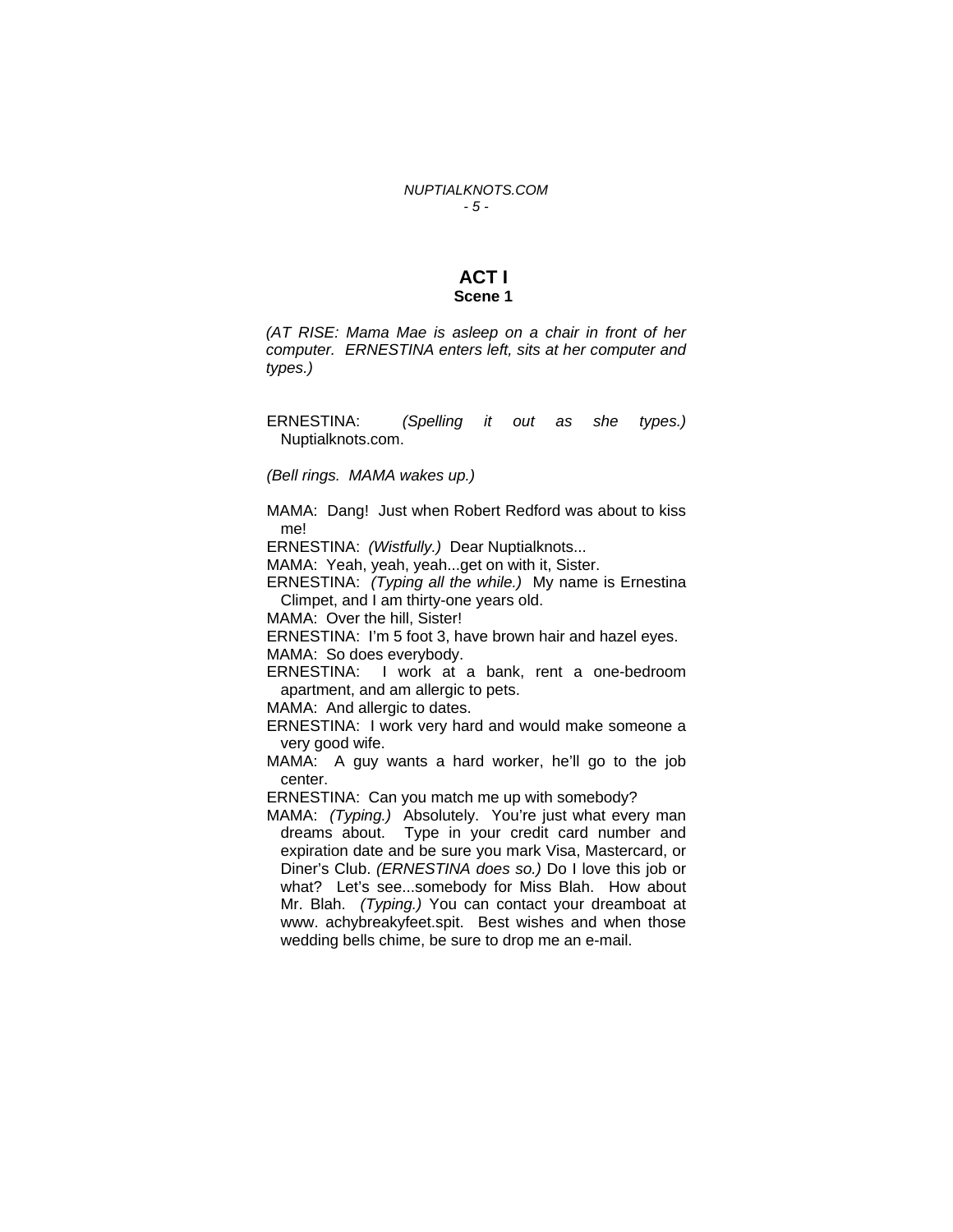# ACT I
## Scene 1

*(AT RISE: Mama Mae is asleep on a chair in front of her computer. ERNESTINA enters left, sits at her computer and types.)*

ERNESTINA: *(Spelling it out as she types.)* Nuptialknots.com.

*(Bell rings. MAMA wakes up.)*

MAMA: Dang! Just when Robert Redford was about to kiss me!

ERNESTINA: *(Wistfully.)* Dear Nuptialknots...

MAMA: Yeah, yeah, yeah...get on with it, Sister.

ERNESTINA: *(Typing all the while.)* My name is Ernestina Climpet, and I am thirty-one years old.

MAMA: Over the hill, Sister!

ERNESTINA: I'm 5 foot 3, have brown hair and hazel eyes.

MAMA: So does everybody.

ERNESTINA: I work at a bank, rent a one-bedroom apartment, and am allergic to pets.

MAMA: And allergic to dates.

ERNESTINA: I work very hard and would make someone a very good wife.

MAMA: A guy wants a hard worker, he'll go to the job center.

ERNESTINA: Can you match me up with somebody?

MAMA: *(Typing.)* Absolutely. You're just what every man dreams about. Type in your credit card number and expiration date and be sure you mark Visa, Mastercard, or Diner's Club. *(ERNESTINA does so.)* Do I love this job or what? Let's see...somebody for Miss Blah. How about Mr. Blah. *(Typing.)* You can contact your dreamboat at www. achybreakyfeet.spit. Best wishes and when those wedding bells chime, be sure to drop me an e-mail.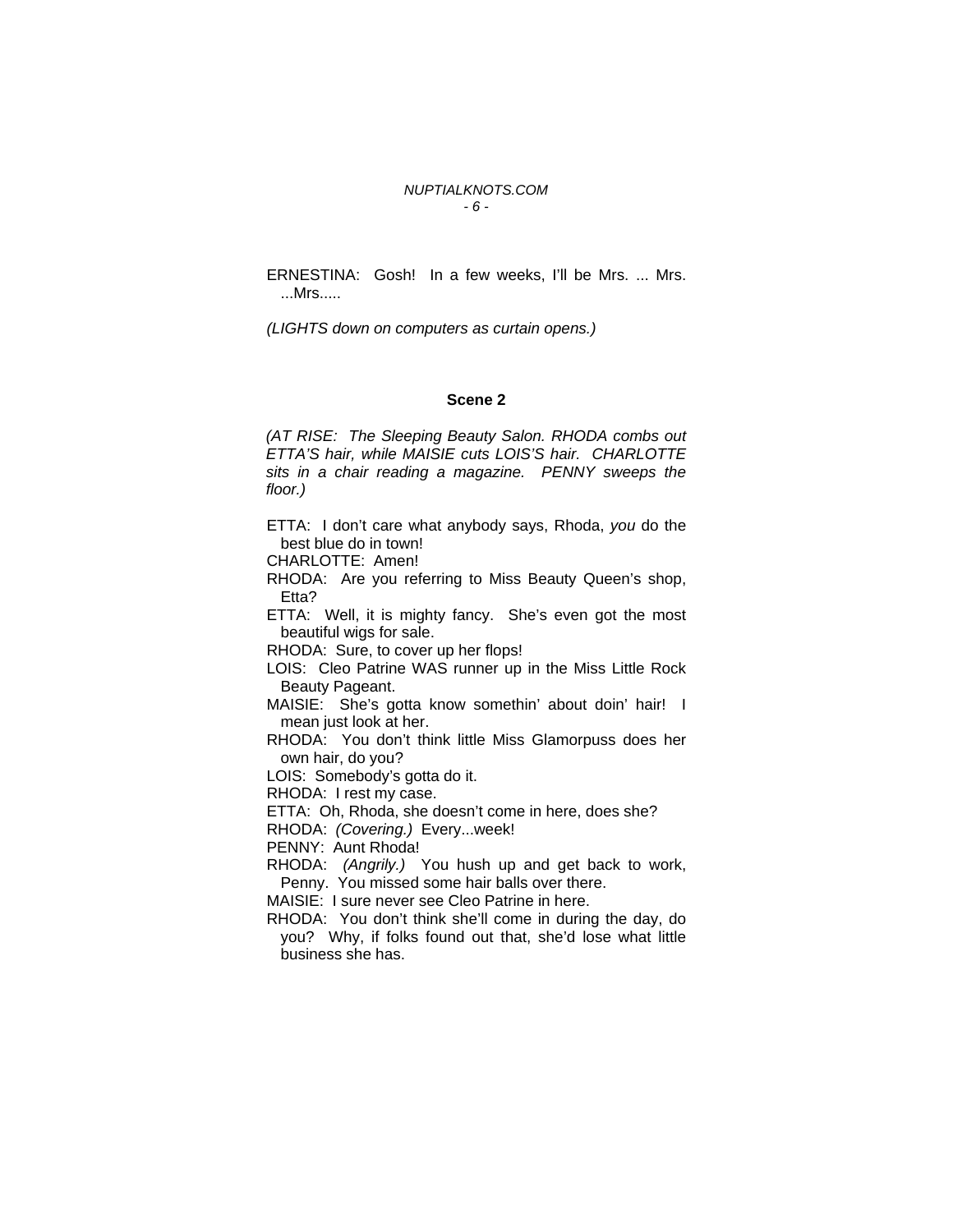ERNESTINA: Gosh! In a few weeks, I'll be Mrs. ... Mrs. ...Mrs.....

*(LIGHTS down on computers as curtain opens.)*

**Scene 2**

*(AT RISE: The Sleeping Beauty Salon. RHODA combs out ETTA'S hair, while MAISIE cuts LOIS'S hair. CHARLOTTE sits in a chair reading a magazine. PENNY sweeps the floor.)*

ETTA: I don't care what anybody says, Rhoda, *you* do the best blue do in town!

CHARLOTTE: Amen!

RHODA: Are you referring to Miss Beauty Queen's shop, Etta?

ETTA: Well, it is mighty fancy. She's even got the most beautiful wigs for sale.

RHODA: Sure, to cover up her flops!

LOIS: Cleo Patrine WAS runner up in the Miss Little Rock Beauty Pageant.

MAISIE: She's gotta know somethin' about doin' hair! I mean just look at her.

RHODA: You don't think little Miss Glamorpuss does her own hair, do you?

LOIS: Somebody's gotta do it.

RHODA: I rest my case.

ETTA: Oh, Rhoda, she doesn't come in here, does she?

RHODA: *(Covering.)* Every...week!

PENNY: Aunt Rhoda!

RHODA: *(Angrily.)* You hush up and get back to work, Penny. You missed some hair balls over there.

MAISIE: I sure never see Cleo Patrine in here.

RHODA: You don't think she'll come in during the day, do you? Why, if folks found out that, she'd lose what little business she has.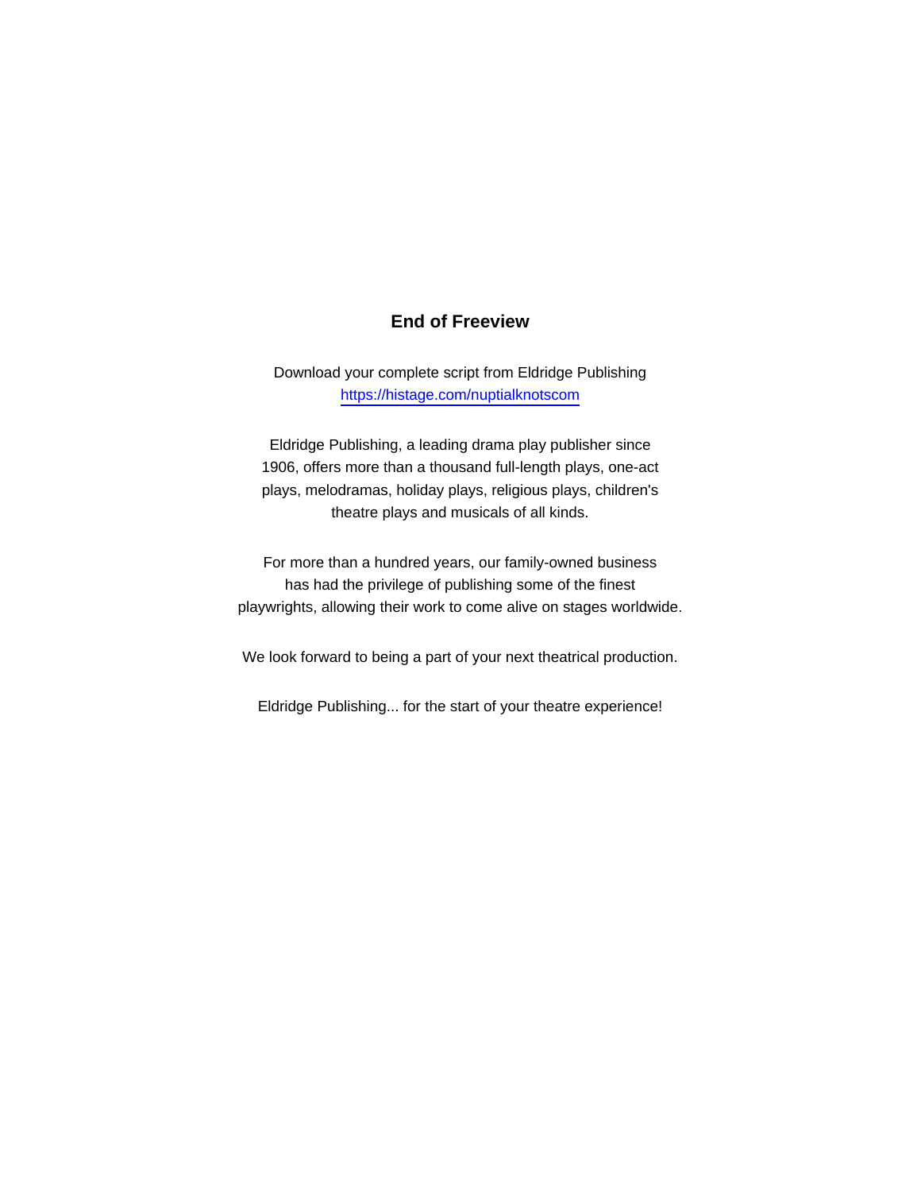**End of Freeview**

Download your complete script from Eldridge Publishing
https://histage.com/nuptialknotscom

Eldridge Publishing, a leading drama play publisher since 1906, offers more than a thousand full-length plays, one-act plays, melodramas, holiday plays, religious plays, children's theatre plays and musicals of all kinds.

For more than a hundred years, our family-owned business has had the privilege of publishing some of the finest playwrights, allowing their work to come alive on stages worldwide.

We look forward to being a part of your next theatrical production.

Eldridge Publishing... for the start of your theatre experience!